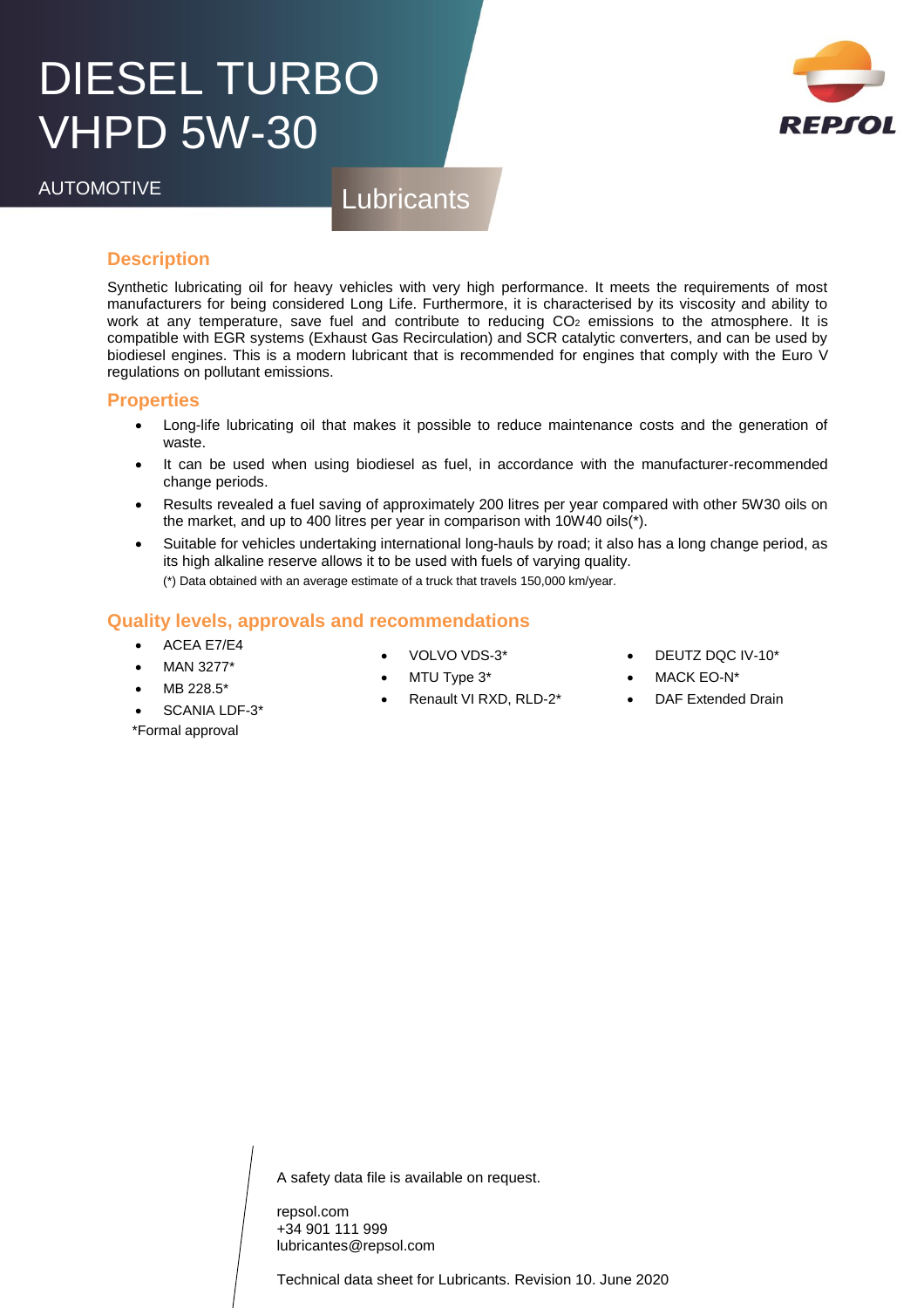# DIESEL TURBO VHPD 5W-30

AUTOMOTIVE

Lubricants

## Description

Synthetic lubricating oil for heavy vehicles with very high performance. It meets the requirements of most manufacturers for being considered Long Life. Furthermore, it is characterised by its viscosity and ability to work at any temperature, save fuel and contribute to reducing $CO_2$ emissions to the atmosphere. It is compatible with EGR systems (Exhaust Gas Recirculation) and SCR catalytic converters, and can be used by biodiesel engines. This is a modern lubricant that is recommended for engines that comply with the Euro V regulations on pollutant emissions.

## Properties

- Long-life lubricating oil that makes it possible to reduce maintenance costs and the generation of waste.
- It can be used when using biodiesel as fuel, in accordance with the manufacturer-recommended change periods.
- Results revealed a fuel saving of approximately 200 litres per year compared with other 5W30 oils on the market, and up to 400 litres per year in comparison with 10W40 oils(*).
- Suitable for vehicles undertaking international long-hauls by road; it also has a long change period, as its high alkaline reserve allows it to be used with fuels of varying quality.

(*) Data obtained with an average estimate of a truck that travels 150,000 km/year.

## Quality levels, approvals and recommendations

- ACEA E7/E4
- MAN 3277*
- MB 228.5*
- SCANIA LDF-3*
- VOLVO VDS-3*
- MTU Type 3*
- Renault VI RXD, RLD-2*
- DEUTZ DQC IV-10*
- MACK EO-N*
- DAF Extended Drain

*Formal approval

A safety data file is available on request.

repsol.com
+34 901 111 999
lubricantes@repsol.com

Technical data sheet for Lubricants. Revision 10. June 2020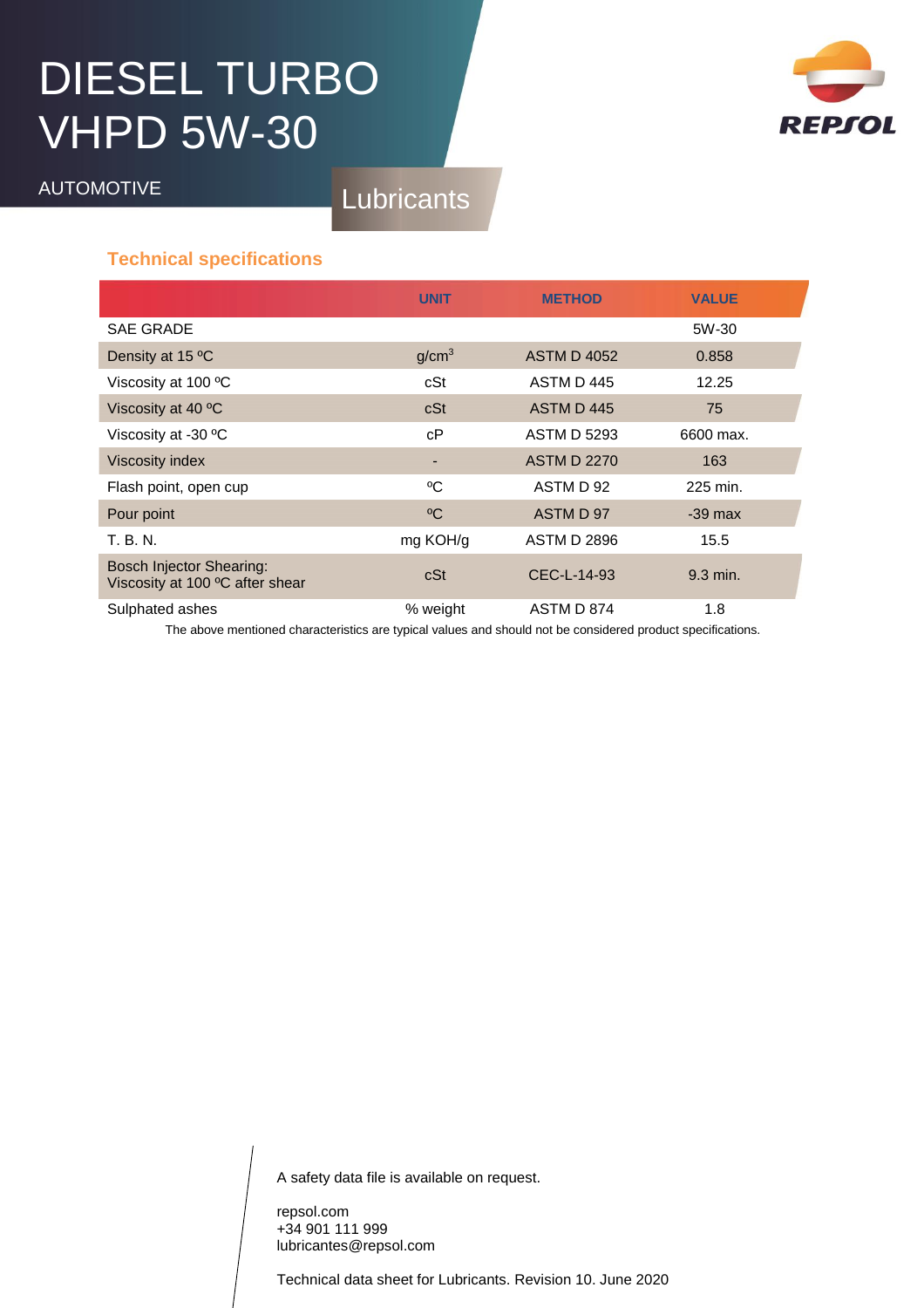# DIESEL TURBO VHPD 5W-30

AUTOMOTIVE

Lubricants

## Technical specifications

| | UNIT | METHOD | VALUE |
|---|---|---|---|
| SAE GRADE | | | 5W-30 |
| Density at 15 ºC | $g/cm^3$ | ASTM D 4052 | 0.858 |
| Viscosity at 100 ºC | cSt | ASTM D 445 | 12.25 |
| Viscosity at 40 ºC | cSt | ASTM D 445 | 75 |
| Viscosity at -30 ºC | cP | ASTM D 5293 | 6600 max. |
| Viscosity index | - | ASTM D 2270 | 163 |
| Flash point, open cup | ºC | ASTM D 92 | 225 min. |
| Pour point | ºC | ASTM D 97 | -39 max |
| T. B. N. | mg KOH/g | ASTM D 2896 | 15.5 |
| Bosch Injector Shearing: Viscosity at 100 ºC after shear | cSt | CEC-L-14-93 | 9.3 min. |
| Sulphated ashes | % weight | ASTM D 874 | 1.8 |

The above mentioned characteristics are typical values and should not be considered product specifications.

A safety data file is available on request.

repsol.com
+34 901 111 999
lubricantes@repsol.com

Technical data sheet for Lubricants. Revision 10. June 2020